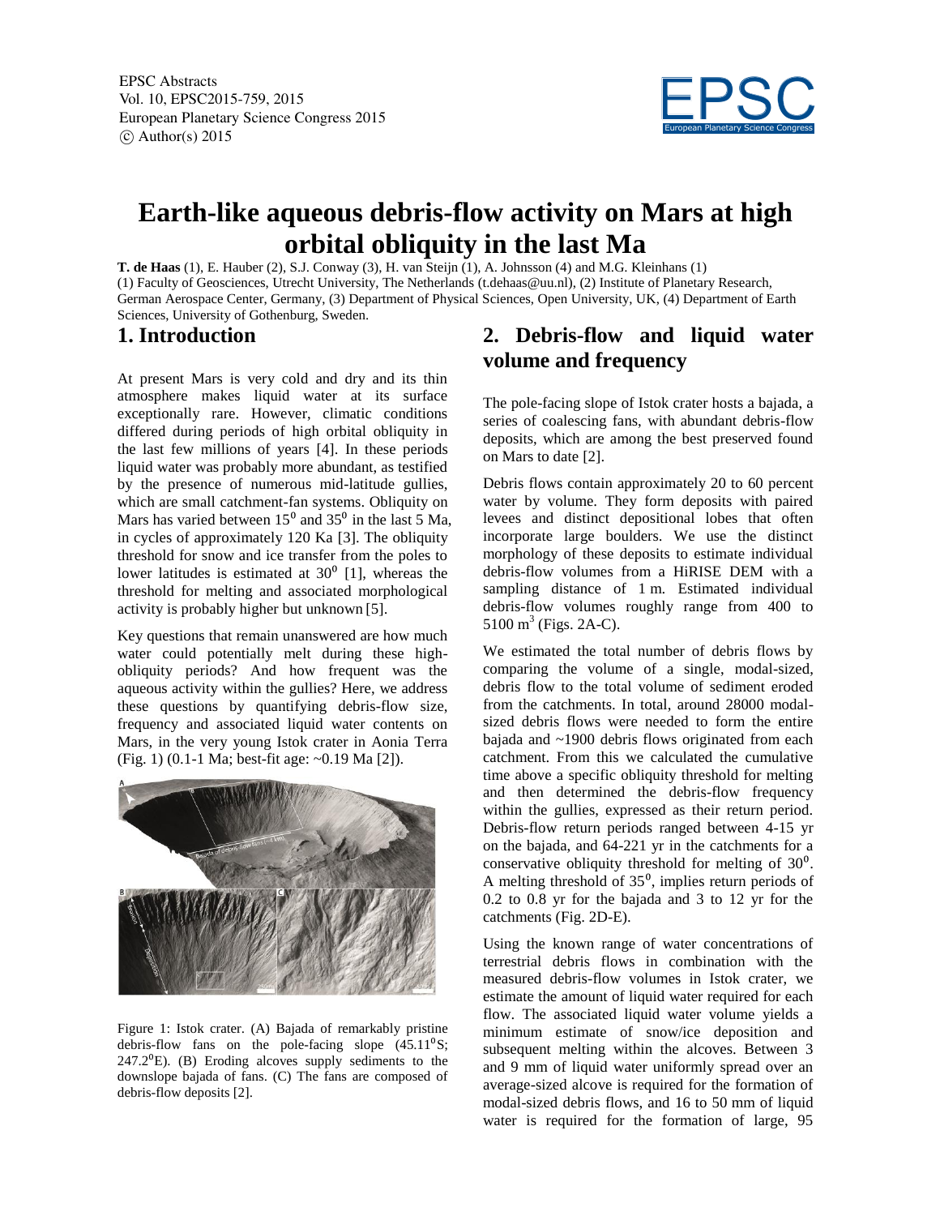# Earth-like aqueous debris-flow activity on Mars at high orbital obliquity in the last Ma

**T. de Haas** (1), E. Hauber (2), S.J. Conway (3), H. van Steijn (1), A. Johnsson (4) and M.G. Kleinhans (1)

(1) Faculty of Geosciences, Utrecht University, The Netherlands (t.dehaas@uu.nl), (2) Institute of Planetary Research, German Aerospace Center, Germany, (3) Department of Physical Sciences, Open University, UK, (4) Department of Earth Sciences, University of Gothenburg, Sweden.

## 1. Introduction

At present Mars is very cold and dry and its thin atmosphere makes liquid water at its surface exceptionally rare. However, climatic conditions differed during periods of high orbital obliquity in the last few millions of years [4]. In these periods liquid water was probably more abundant, as testified by the presence of numerous mid-latitude gullies, which are small catchment-fan systems. Obliquity on Mars has varied between $15^0$ and $35^0$ in the last 5 Ma, in cycles of approximately 120 Ka [3]. The obliquity threshold for snow and ice transfer from the poles to lower latitudes is estimated at $30^0$ [1], whereas the threshold for melting and associated morphological activity is probably higher but unknown [5].

Key questions that remain unanswered are how much water could potentially melt during these high-obliquity periods? And how frequent was the aqueous activity within the gullies? Here, we address these questions by quantifying debris-flow size, frequency and associated liquid water contents on Mars, in the very young Istok crater in Aonia Terra (Fig. 1) (0.1-1 Ma; best-fit age: ~0.19 Ma [2]).

Figure 1: Istok crater. (A) Bajada of remarkably pristine debris-flow fans on the pole-facing slope ($45.11^0$S; $247.2^0$E). (B) Eroding alcoves supply sediments to the downslope bajada of fans. (C) The fans are composed of debris-flow deposits [2].

## 2. Debris-flow and liquid water volume and frequency

The pole-facing slope of Istok crater hosts a bajada, a series of coalescing fans, with abundant debris-flow deposits, which are among the best preserved found on Mars to date [2].

Debris flows contain approximately 20 to 60 percent water by volume. They form deposits with paired levees and distinct depositional lobes that often incorporate large boulders. We use the distinct morphology of these deposits to estimate individual debris-flow volumes from a HiRISE DEM with a sampling distance of 1 m. Estimated individual debris-flow volumes roughly range from 400 to 5100 $m^3$ (Figs. 2A-C).

We estimated the total number of debris flows by comparing the volume of a single, modal-sized, debris flow to the total volume of sediment eroded from the catchments. In total, around 28000 modal-sized debris flows were needed to form the entire bajada and ~1900 debris flows originated from each catchment. From this we calculated the cumulative time above a specific obliquity threshold for melting and then determined the debris-flow frequency within the gullies, expressed as their return period. Debris-flow return periods ranged between 4-15 yr on the bajada, and 64-221 yr in the catchments for a conservative obliquity threshold for melting of $30^0$. A melting threshold of $35^0$, implies return periods of 0.2 to 0.8 yr for the bajada and 3 to 12 yr for the catchments (Fig. 2D-E).

Using the known range of water concentrations of terrestrial debris flows in combination with the measured debris-flow volumes in Istok crater, we estimate the amount of liquid water required for each flow. The associated liquid water volume yields a minimum estimate of snow/ice deposition and subsequent melting within the alcoves. Between 3 and 9 mm of liquid water uniformly spread over an average-sized alcove is required for the formation of modal-sized debris flows, and 16 to 50 mm of liquid water is required for the formation of large, 95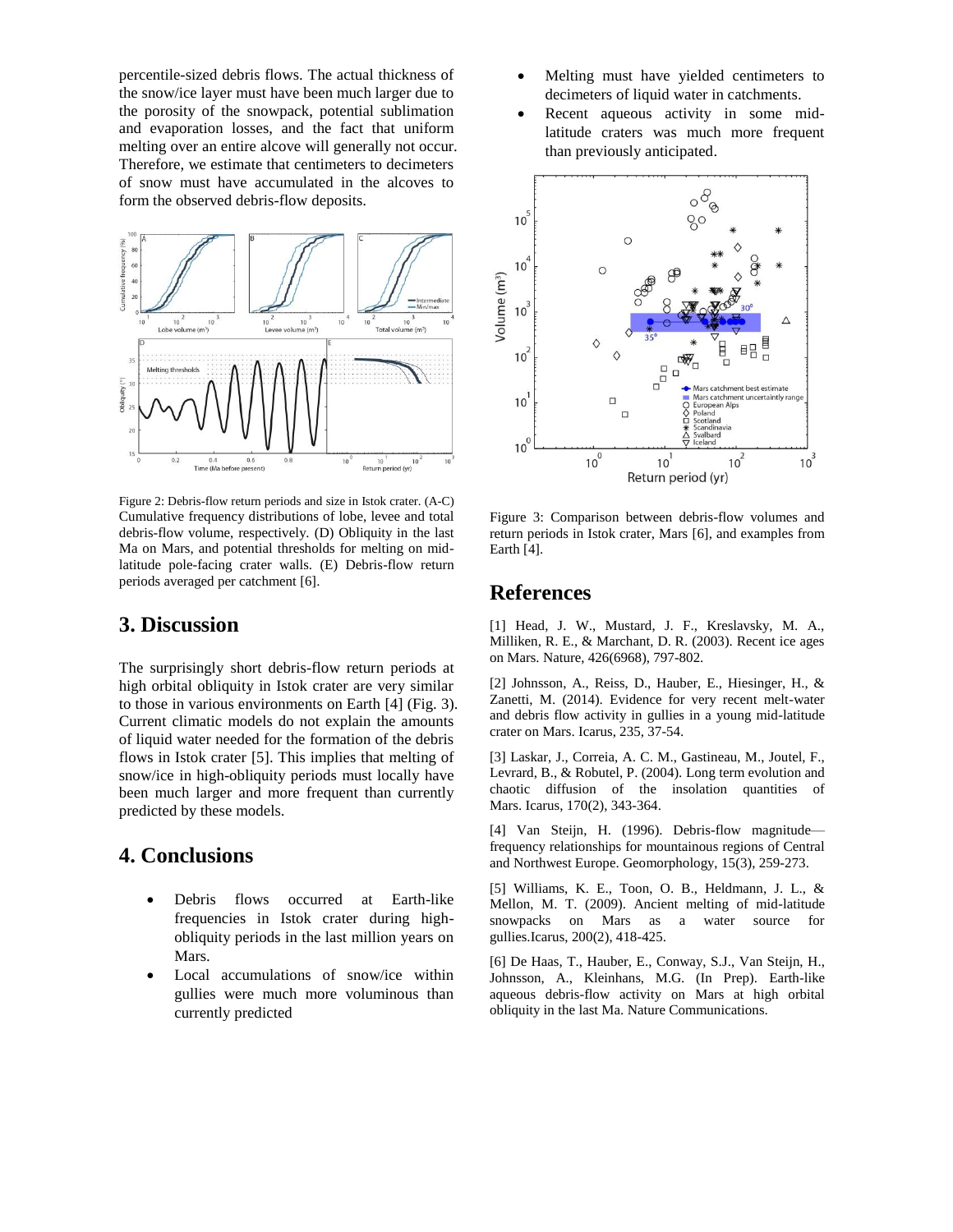percentile-sized debris flows. The actual thickness of the snow/ice layer must have been much larger due to the porosity of the snowpack, potential sublimation and evaporation losses, and the fact that uniform melting over an entire alcove will generally not occur. Therefore, we estimate that centimeters to decimeters of snow must have accumulated in the alcoves to form the observed debris-flow deposits.

A
B
C
Cumulative frequency (%)
Lobe volume (m³)
Levee volume (m³)
Total volume (m³)
Intermediate
Min/max
D
E
Melting thresholds
Obliquity (°)
Time (Ma before present)
Return period (yr)

Figure 2: Debris-flow return periods and size in Istok crater. (A-C) Cumulative frequency distributions of lobe, levee and total debris-flow volume, respectively. (D) Obliquity in the last Ma on Mars, and potential thresholds for melting on mid-latitude pole-facing crater walls. (E) Debris-flow return periods averaged per catchment [6].

## 3. Discussion

The surprisingly short debris-flow return periods at high orbital obliquity in Istok crater are very similar to those in various environments on Earth [4] (Fig. 3). Current climatic models do not explain the amounts of liquid water needed for the formation of the debris flows in Istok crater [5]. This implies that melting of snow/ice in high-obliquity periods must locally have been much larger and more frequent than currently predicted by these models.

## 4. Conclusions

- Debris flows occurred at Earth-like frequencies in Istok crater during high-obliquity periods in the last million years on Mars.
- Local accumulations of snow/ice within gullies were much more voluminous than currently predicted
- Melting must have yielded centimeters to decimeters of liquid water in catchments.
- Recent aqueous activity in some mid-latitude craters was much more frequent than previously anticipated.

Volume (m³)
Return period (yr)
30°
35°
Mars catchment best estimate
Mars catchment uncertainty range
European Alps
Poland
Scotland
Scandinavia
Svalbard
Iceland

Figure 3: Comparison between debris-flow volumes and return periods in Istok crater, Mars [6], and examples from Earth [4].

## References

[1] Head, J. W., Mustard, J. F., Kreslavsky, M. A., Milliken, R. E. & Marchant, D. R. (2003). Recent ice ages on Mars. Nature, 426(6968), 797-802.

[2] Johnsson, A., Reiss, D., Hauber, E., Hiesinger, H., & Zanetti, M. (2014). Evidence for very recent melt-water and debris flow activity in gullies in a young mid-latitude crater on Mars. Icarus, 235, 37-54.

[3] Laskar, J., Correia, A. C. M., Gastineau, M., Joutel, F., Levrard, B., & Robutel, P. (2004). Long term evolution and chaotic diffusion of the insolation quantities of Mars. Icarus, 170(2), 343-364.

[4] Van Steijn, H. (1996). Debris-flow magnitude—frequency relationships for mountainous regions of Central and Northwest Europe. Geomorphology, 15(3), 259-273.

[5] Williams, K. E., Toon, O. B., Heldmann, J. L., & Mellon, M. T. (2009). Ancient melting of mid-latitude snowpacks on Mars as a water source for gullies.Icarus, 200(2), 418-425.

[6] De Haas, T., Hauber, E., Conway, S.J., Van Steijn, H., Johnsson, A., Kleinhans, M.G. (In Prep). Earth-like aqueous debris-flow activity on Mars at high orbital obliquity in the last Ma. Nature Communications.